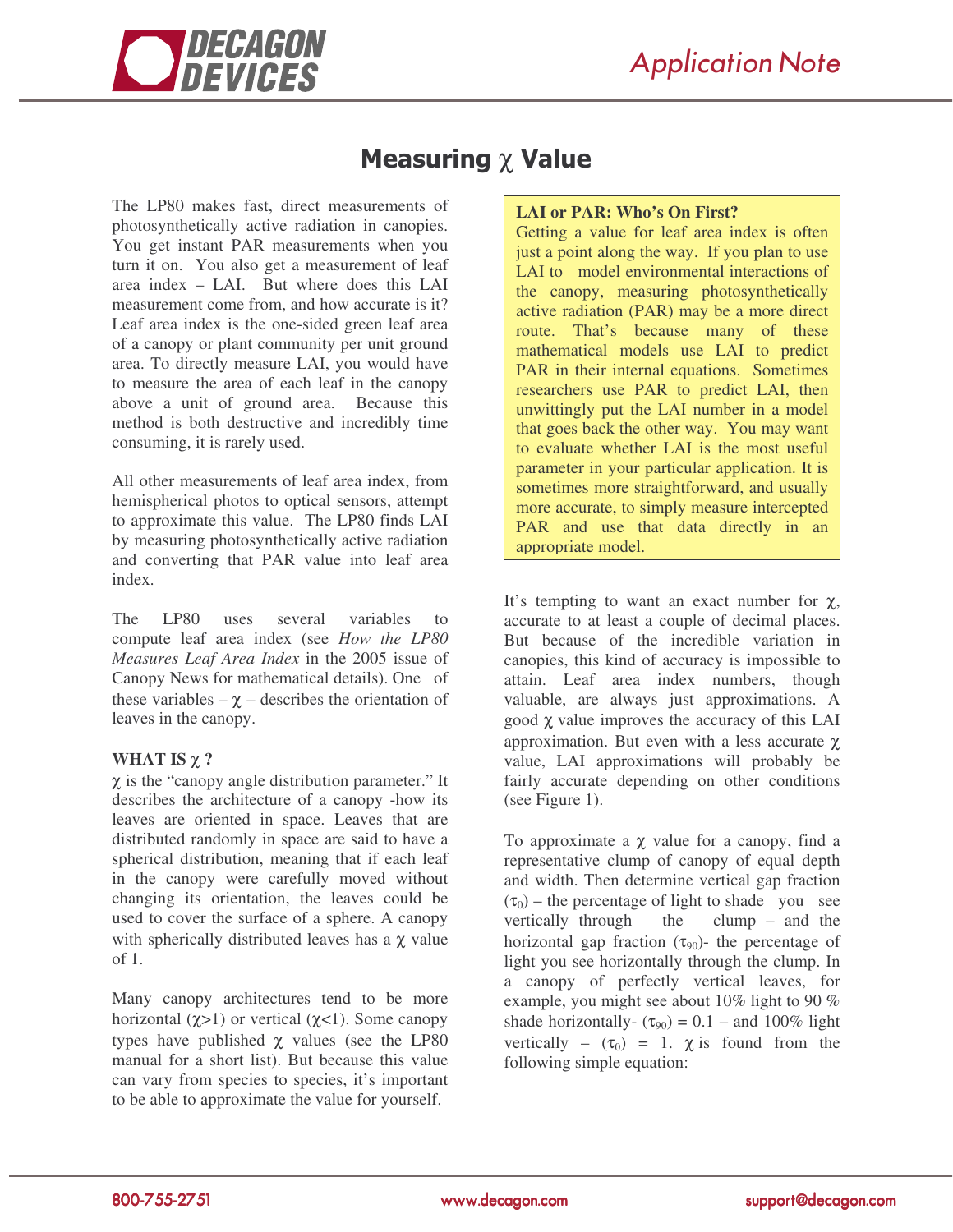# Measuring $\chi$ Value

The LP80 makes fast, direct measurements of photosynthetically active radiation in canopies. You get instant PAR measurements when you turn it on. You also get a measurement of leaf area index – LAI. But where does this LAI measurement come from, and how accurate is it? Leaf area index is the one-sided green leaf area of a canopy or plant community per unit ground area. To directly measure LAI, you would have to measure the area of each leaf in the canopy above a unit of ground area. Because this method is both destructive and incredibly time consuming, it is rarely used.

All other measurements of leaf area index, from hemispherical photos to optical sensors, attempt to approximate this value. The LP80 finds LAI by measuring photosynthetically active radiation and converting that PAR value into leaf area index.

The LP80 uses several variables to compute leaf area index (see *How the LP80 Measures Leaf Area Index* in the 2005 issue of Canopy News for mathematical details). One of these variables – $\chi$ – describes the orientation of leaves in the canopy.

### WHAT IS $\chi$ ?

$\chi$ is the "canopy angle distribution parameter." It describes the architecture of a canopy -how its leaves are oriented in space. Leaves that are distributed randomly in space are said to have a spherical distribution, meaning that if each leaf in the canopy were carefully moved without changing its orientation, the leaves could be used to cover the surface of a sphere. A canopy with spherically distributed leaves has a $\chi$ value of 1.

Many canopy architectures tend to be more horizontal ($\chi$>1) or vertical ($\chi$<1). Some canopy types have published $\chi$ values (see the LP80 manual for a short list). But because this value can vary from species to species, it's important to be able to approximate the value for yourself.

> **LAI or PAR: Who's On First?**
> Getting a value for leaf area index is often just a point along the way. If you plan to use LAI to model environmental interactions of the canopy, measuring photosynthetically active radiation (PAR) may be a more direct route. That's because many of these mathematical models use LAI to predict PAR in their internal equations. Sometimes researchers use PAR to predict LAI, then unwittingly put the LAI number in a model that goes back the other way. You may want to evaluate whether LAI is the most useful parameter in your particular application. It is sometimes more straightforward, and usually more accurate, to simply measure intercepted PAR and use that data directly in an appropriate model.

It's tempting to want an exact number for $\chi$, accurate to at least a couple of decimal places. But because of the incredible variation in canopies, this kind of accuracy is impossible to attain. Leaf area index numbers, though valuable, are always just approximations. A good $\chi$ value improves the accuracy of this LAI approximation. But even with a less accurate $\chi$ value, LAI approximations will probably be fairly accurate depending on other conditions (see Figure 1).

To approximate a $\chi$ value for a canopy, find a representative clump of canopy of equal depth and width. Then determine vertical gap fraction ($\tau_0$) – the percentage of light to shade you see vertically through the clump – and the horizontal gap fraction ($\tau_{90}$)- the percentage of light you see horizontally through the clump. In a canopy of perfectly vertical leaves, for example, you might see about 10% light to 90 % shade horizontally- ($\tau_{90}$) = 0.1 – and 100% light vertically – ($\tau_0$) = 1. $\chi$ is found from the following simple equation: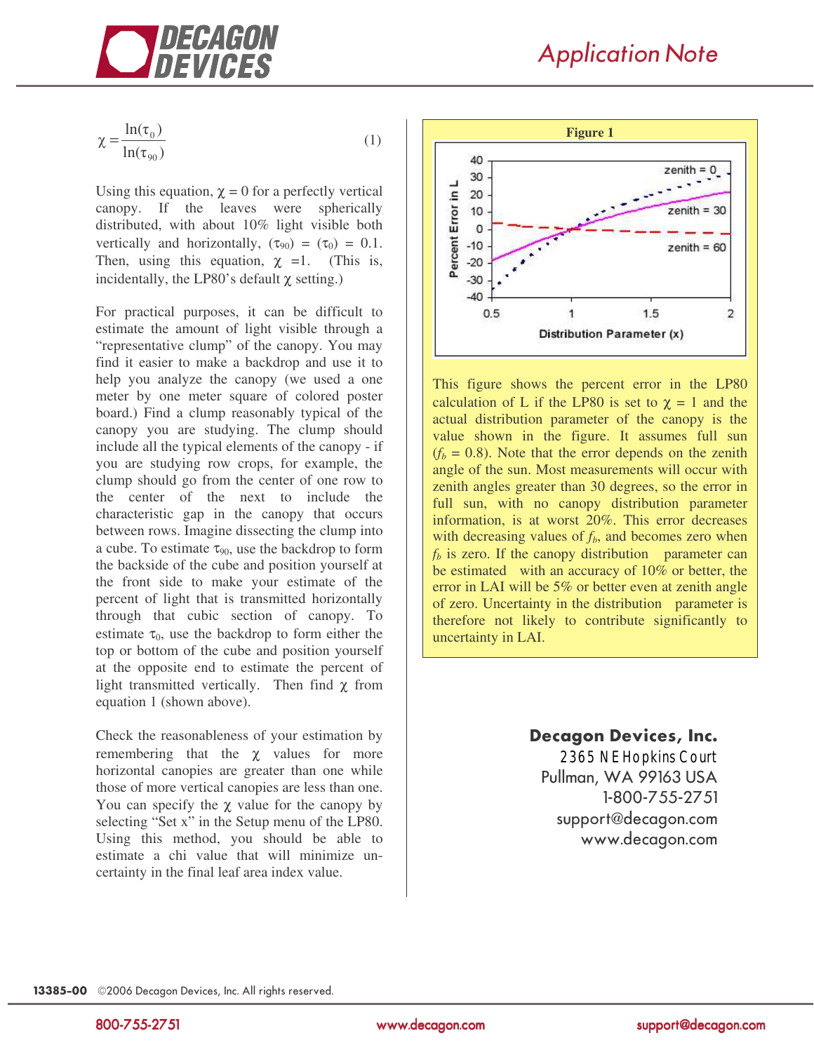$$\chi = \frac{\ln(\tau_0)}{\ln(\tau_{90})} \quad (1)$$

Using this equation, $\chi = 0$ for a perfectly vertical canopy. If the leaves were spherically distributed, with about 10% light visible both vertically and horizontally, $(\tau_{90}) = (\tau_0) = 0.1$. Then, using this equation, $\chi = 1$. (This is, incidentally, the LP80's default $\chi$ setting.)

For practical purposes, it can be difficult to estimate the amount of light visible through a "representative clump" of the canopy. You may find it easier to make a backdrop and use it to help you analyze the canopy (we used a one meter by one meter square of colored poster board.) Find a clump reasonably typical of the canopy you are studying. The clump should include all the typical elements of the canopy - if you are studying row crops, for example, the clump should go from the center of one row to the center of the next to include the characteristic gap in the canopy that occurs between rows. Imagine dissecting the clump into a cube. To estimate $\tau_{90}$, use the backdrop to form the backside of the cube and position yourself at the front side to make your estimate of the percent of light that is transmitted horizontally through that cubic section of canopy. To estimate $\tau_0$, use the backdrop to form either the top or bottom of the cube and position yourself at the opposite end to estimate the percent of light transmitted vertically. Then find $\chi$ from equation 1 (shown above).

Check the reasonableness of your estimation by remembering that the $\chi$ values for more horizontal canopies are greater than one while those of more vertical canopies are less than one. You can specify the $\chi$ value for the canopy by selecting "Set x" in the Setup menu of the LP80. Using this method, you should be able to estimate a chi value that will minimize uncertainty in the final leaf area index value.

**Figure 1**

Percent Error in L

40
30
20
10
0
-10
-20
-30
-40

0.5
1
1.5
2

Distribution Parameter (x)

zenith = 0
zenith = 30
zenith = 60

This figure shows the percent error in the LP80 calculation of L if the LP80 is set to $\chi = 1$ and the actual distribution parameter of the canopy is the value shown in the figure. It assumes full sun ($f_b = 0.8$). Note that the error depends on the zenith angle of the sun. Most measurements will occur with zenith angles greater than 30 degrees, so the error in full sun, with no canopy distribution parameter information, is at worst 20%. This error decreases with decreasing values of $f_b$, and becomes zero when $f_b$ is zero. If the canopy distribution parameter can be estimated with an accuracy of 10% or better, the error in LAI will be 5% or better even at zenith angle of zero. Uncertainty in the distribution parameter is therefore not likely to contribute significantly to uncertainty in LAI.

**Decagon Devices, Inc.**
2365 NE Hopkins Court
Pullman, WA 99163 USA
1-800-755-2751
support@decagon.com
www.decagon.com

**13385-00** ©2006 Decagon Devices, Inc. All rights reserved.